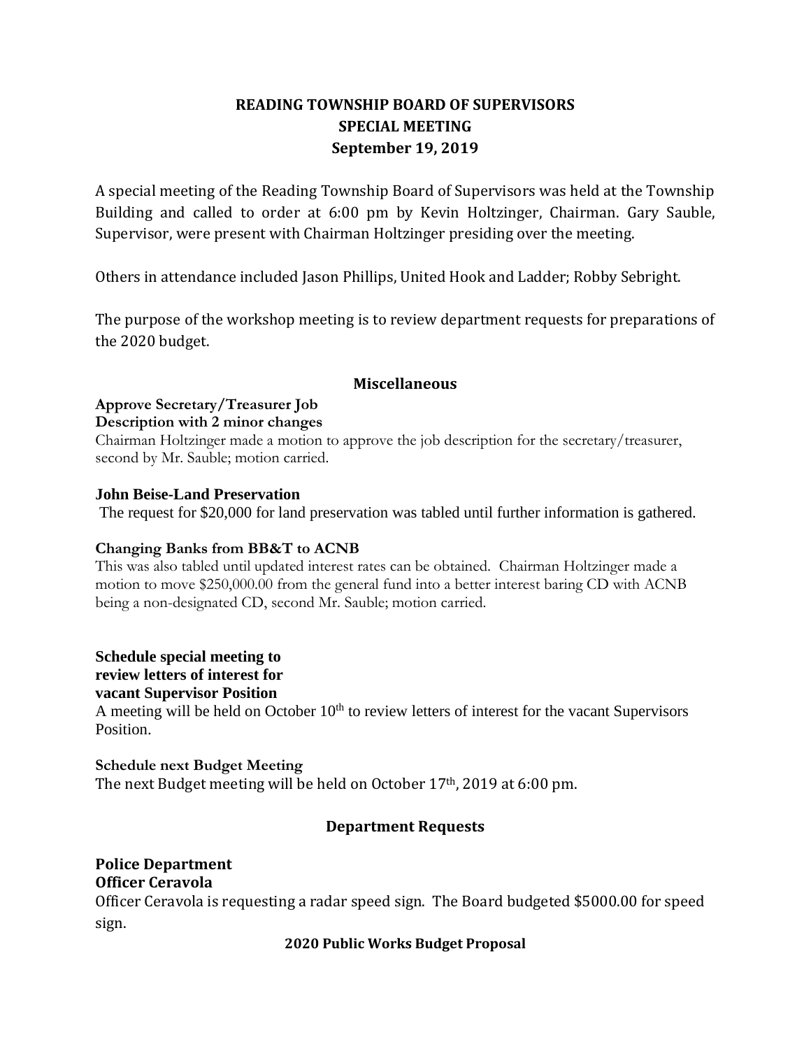# READING TOWNSHIP BOARD OF SUPERVISORS
## SPECIAL MEETING
## September 19, 2019

A special meeting of the Reading Township Board of Supervisors was held at the Township Building and called to order at 6:00 pm by Kevin Holtzinger, Chairman. Gary Sauble, Supervisor, were present with Chairman Holtzinger presiding over the meeting.

Others in attendance included Jason Phillips, United Hook and Ladder; Robby Sebright.

The purpose of the workshop meeting is to review department requests for preparations of the 2020 budget.

### Miscellaneous

**Approve Secretary/Treasurer Job Description with 2 minor changes**

Chairman Holtzinger made a motion to approve the job description for the secretary/treasurer, second by Mr. Sauble; motion carried.

**John Beise-Land Preservation**

The request for $20,000 for land preservation was tabled until further information is gathered.

**Changing Banks from BB&T to ACNB**

This was also tabled until updated interest rates can be obtained. Chairman Holtzinger made a motion to move $250,000.00 from the general fund into a better interest baring CD with ACNB being a non-designated CD, second Mr. Sauble; motion carried.

**Schedule special meeting to review letters of interest for vacant Supervisor Position**

A meeting will be held on October 10th to review letters of interest for the vacant Supervisors Position.

**Schedule next Budget Meeting**

The next Budget meeting will be held on October 17th, 2019 at 6:00 pm.

### Department Requests

**Police Department**
**Officer Ceravola**

Officer Ceravola is requesting a radar speed sign. The Board budgeted $5000.00 for speed sign.

**2020 Public Works Budget Proposal**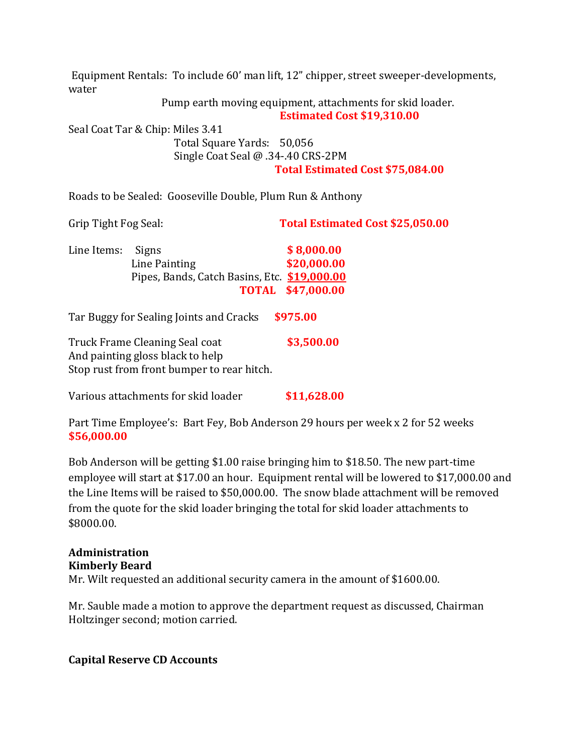Equipment Rentals: To include 60' man lift, 12" chipper, street sweeper-developments, water Pump earth moving equipment, attachments for skid loader.

**Estimated Cost $19,310.00**

Seal Coat Tar & Chip: Miles 3.41
Total Square Yards: 50,056
Single Coat Seal @ .34-.40 CRS-2PM

**Total Estimated Cost $75,084.00**

Roads to be Sealed: Gooseville Double, Plum Run & Anthony

Grip Tight Fog Seal: **Total Estimated Cost $25,050.00**

| Line Items: | | |
|---|---|---|
| | Signs | **$ 8,000.00** |
| | Line Painting | **$20,000.00** |
| | Pipes, Bands, Catch Basins, Etc. | **$19,000.00** |
| | **TOTAL** | **$47,000.00** |

Tar Buggy for Sealing Joints and Cracks **$975.00**

Truck Frame Cleaning Seal coat And painting gloss black to help Stop rust from front bumper to rear hitch. **$3,500.00**

Various attachments for skid loader **$11,628.00**

Part Time Employee's: Bart Fey, Bob Anderson 29 hours per week x 2 for 52 weeks **$56,000.00**

Bob Anderson will be getting $1.00 raise bringing him to $18.50. The new part-time employee will start at $17.00 an hour. Equipment rental will be lowered to $17,000.00 and the Line Items will be raised to $50,000.00. The snow blade attachment will be removed from the quote for the skid loader bringing the total for skid loader attachments to $8000.00.

**Administration**
**Kimberly Beard**
Mr. Wilt requested an additional security camera in the amount of $1600.00.

Mr. Sauble made a motion to approve the department request as discussed, Chairman Holtzinger second; motion carried.

**Capital Reserve CD Accounts**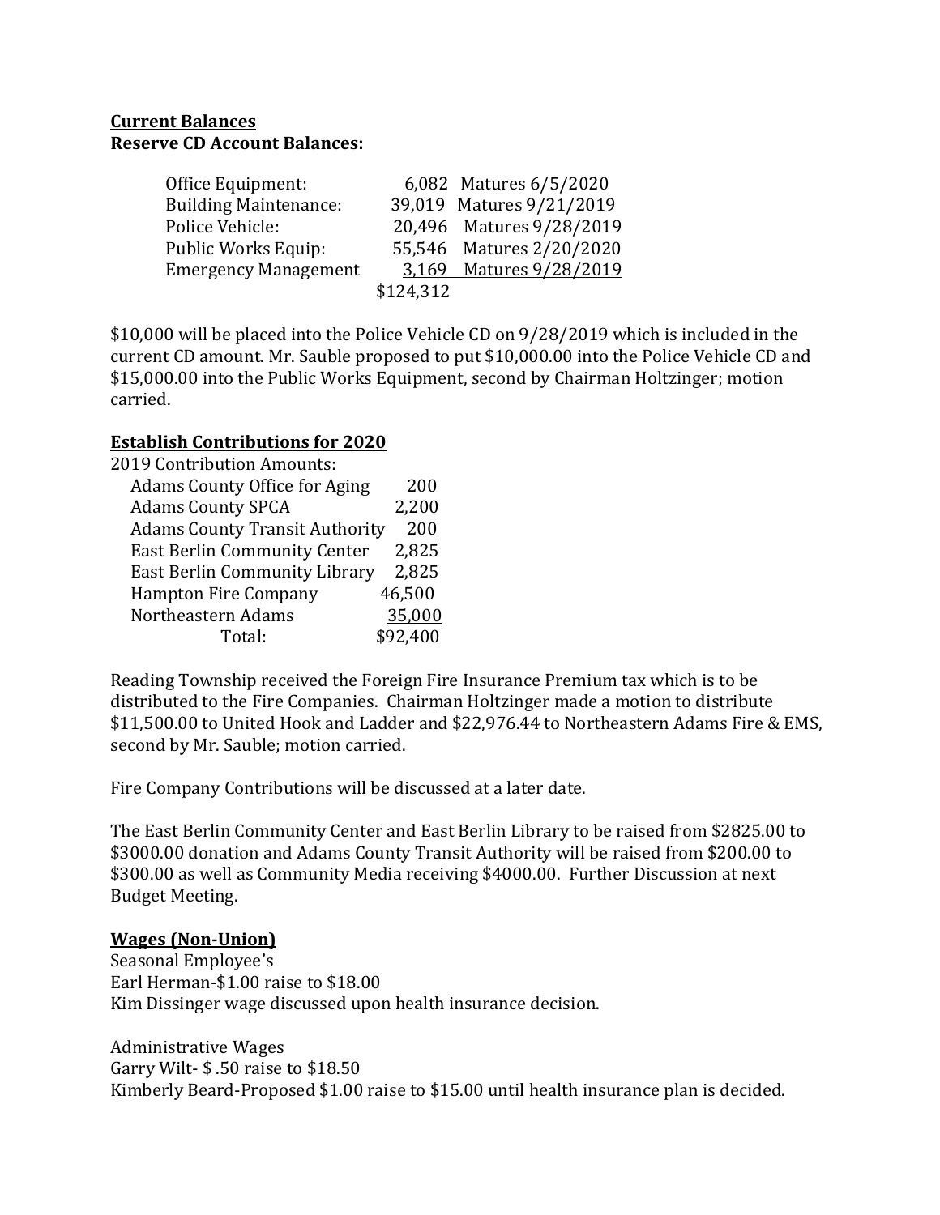**Current Balances**
**Reserve CD Account Balances:**

| | | |
|---|---|---|
| Office Equipment: | 6,082 | Matures 6/5/2020 |
| Building Maintenance: | 39,019 | Matures 9/21/2019 |
| Police Vehicle: | 20,496 | Matures 9/28/2019 |
| Public Works Equip: | 55,546 | Matures 2/20/2020 |
| Emergency Management | 3,169 | Matures 9/28/2019 |
| | $124,312 | |

$10,000 will be placed into the Police Vehicle CD on 9/28/2019 which is included in the current CD amount. Mr. Sauble proposed to put $10,000.00 into the Police Vehicle CD and $15,000.00 into the Public Works Equipment, second by Chairman Holtzinger; motion carried.

**Establish Contributions for 2020**

2019 Contribution Amounts:

| | |
|---|---|
| Adams County Office for Aging | 200 |
| Adams County SPCA | 2,200 |
| Adams County Transit Authority | 200 |
| East Berlin Community Center | 2,825 |
| East Berlin Community Library | 2,825 |
| Hampton Fire Company | 46,500 |
| Northeastern Adams | 35,000 |
| Total: | $92,400 |

Reading Township received the Foreign Fire Insurance Premium tax which is to be distributed to the Fire Companies. Chairman Holtzinger made a motion to distribute $11,500.00 to United Hook and Ladder and $22,976.44 to Northeastern Adams Fire & EMS, second by Mr. Sauble; motion carried.

Fire Company Contributions will be discussed at a later date.

The East Berlin Community Center and East Berlin Library to be raised from $2825.00 to $3000.00 donation and Adams County Transit Authority will be raised from $200.00 to $300.00 as well as Community Media receiving $4000.00. Further Discussion at next Budget Meeting.

**Wages (Non-Union)**

Seasonal Employee's
Earl Herman-$1.00 raise to $18.00
Kim Dissinger wage discussed upon health insurance decision.

Administrative Wages
Garry Wilt- $ .50 raise to $18.50
Kimberly Beard-Proposed $1.00 raise to $15.00 until health insurance plan is decided.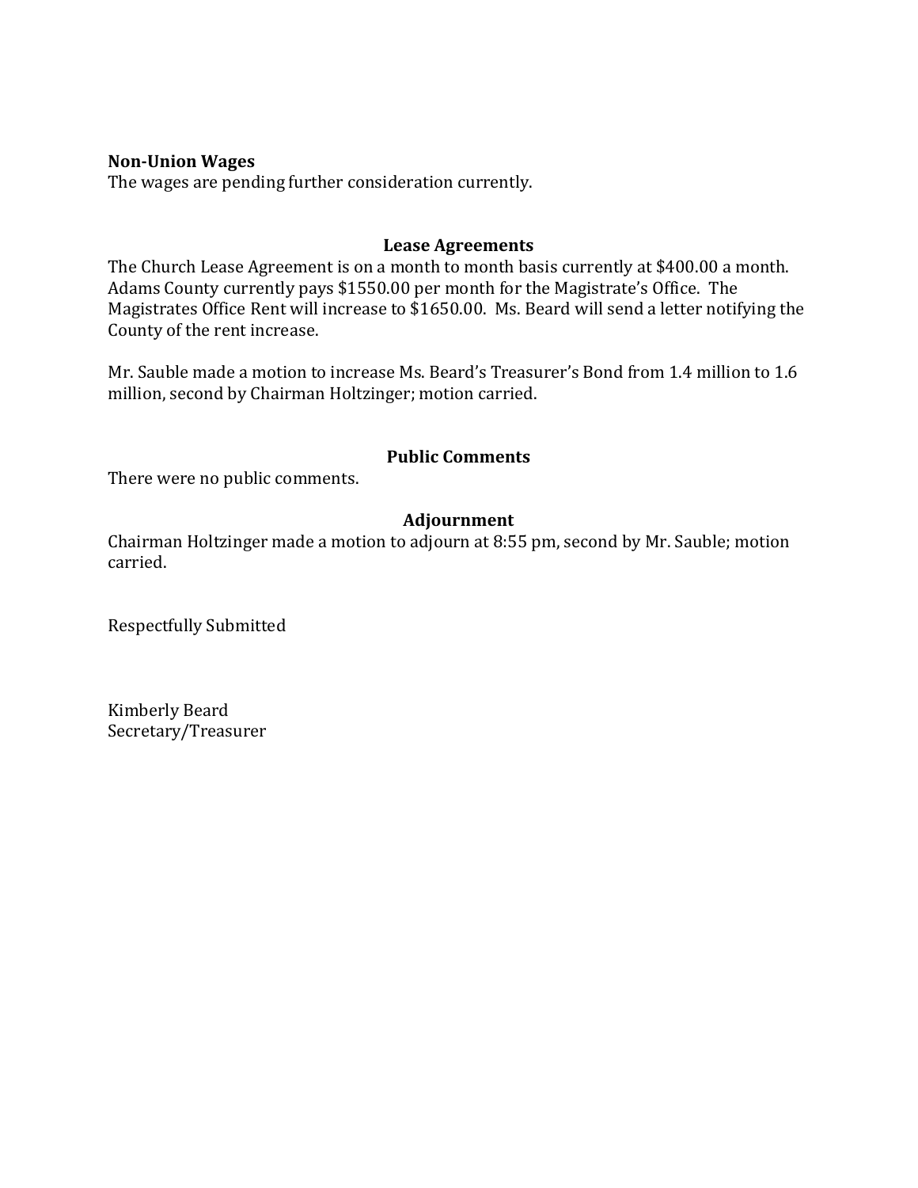**Non-Union Wages**
The wages are pending further consideration currently.

**Lease Agreements**

The Church Lease Agreement is on a month to month basis currently at $400.00 a month. Adams County currently pays $1550.00 per month for the Magistrate's Office. The Magistrates Office Rent will increase to $1650.00. Ms. Beard will send a letter notifying the County of the rent increase.

Mr. Sauble made a motion to increase Ms. Beard's Treasurer's Bond from 1.4 million to 1.6 million, second by Chairman Holtzinger; motion carried.

**Public Comments**

There were no public comments.

**Adjournment**

Chairman Holtzinger made a motion to adjourn at 8:55 pm, second by Mr. Sauble; motion carried.

Respectfully Submitted

Kimberly Beard
Secretary/Treasurer